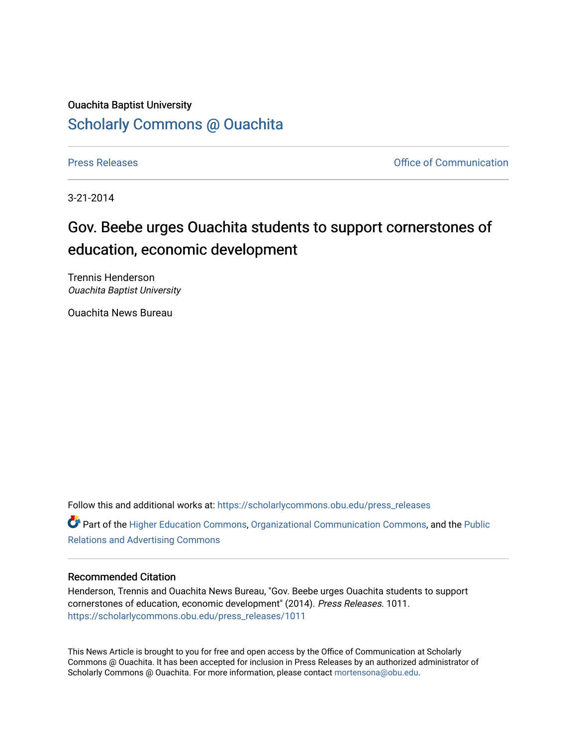Ouachita Baptist University

## Scholarly Commons @ Ouachita

Press Releases | Office of Communication

3-21-2014

# Gov. Beebe urges Ouachita students to support cornerstones of education, economic development

Trennis Henderson
*Ouachita Baptist University*

Ouachita News Bureau

Follow this and additional works at: https://scholarlycommons.obu.edu/press_releases

Part of the Higher Education Commons, Organizational Communication Commons, and the Public Relations and Advertising Commons

### Recommended Citation

Henderson, Trennis and Ouachita News Bureau, "Gov. Beebe urges Ouachita students to support cornerstones of education, economic development" (2014). *Press Releases*. 1011.
https://scholarlycommons.obu.edu/press_releases/1011

This News Article is brought to you for free and open access by the Office of Communication at Scholarly Commons @ Ouachita. It has been accepted for inclusion in Press Releases by an authorized administrator of Scholarly Commons @ Ouachita. For more information, please contact mortensona@obu.edu.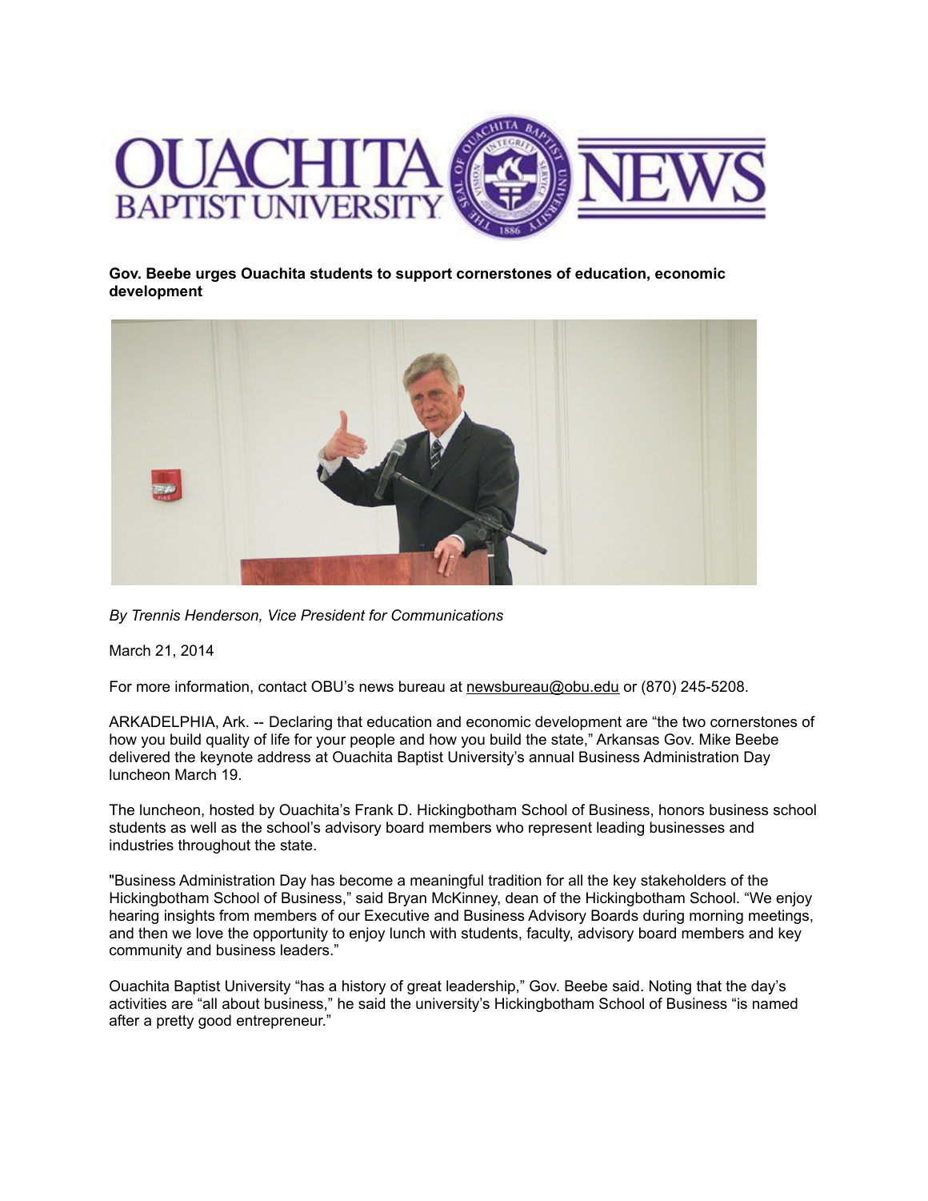# OUACHITA BAPTIST UNIVERSITY NEWS

**Gov. Beebe urges Ouachita students to support cornerstones of education, economic development**

*By Trennis Henderson, Vice President for Communications*

March 21, 2014

For more information, contact OBU's news bureau at newsbureau@obu.edu or (870) 245-5208.

ARKADELPHIA, Ark. -- Declaring that education and economic development are "the two cornerstones of how you build quality of life for your people and how you build the state," Arkansas Gov. Mike Beebe delivered the keynote address at Ouachita Baptist University's annual Business Administration Day luncheon March 19.

The luncheon, hosted by Ouachita's Frank D. Hickingbotham School of Business, honors business school students as well as the school's advisory board members who represent leading businesses and industries throughout the state.

"Business Administration Day has become a meaningful tradition for all the key stakeholders of the Hickingbotham School of Business," said Bryan McKinney, dean of the Hickingbotham School. "We enjoy hearing insights from members of our Executive and Business Advisory Boards during morning meetings, and then we love the opportunity to enjoy lunch with students, faculty, advisory board members and key community and business leaders."

Ouachita Baptist University "has a history of great leadership," Gov. Beebe said. Noting that the day's activities are "all about business," he said the university's Hickingbotham School of Business "is named after a pretty good entrepreneur."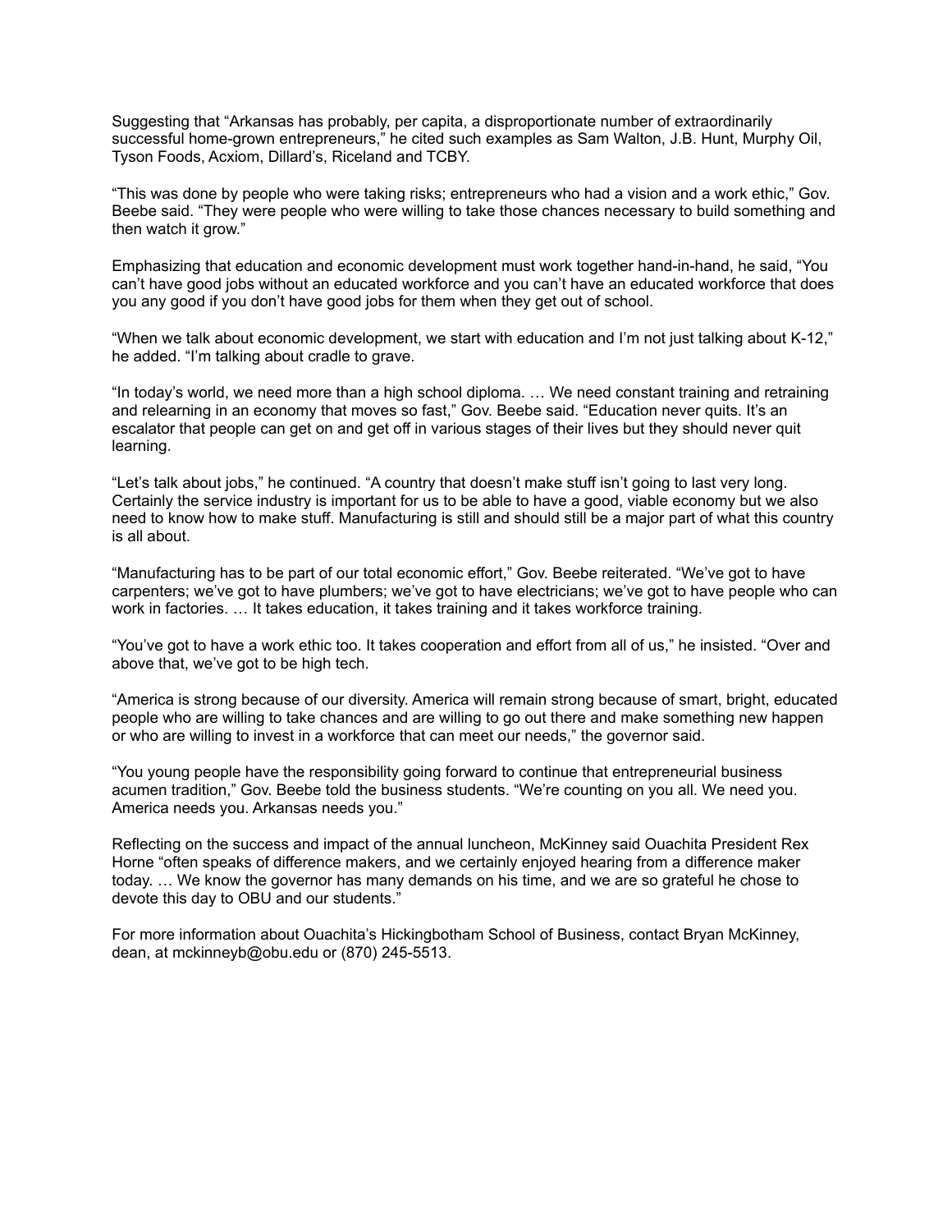Suggesting that "Arkansas has probably, per capita, a disproportionate number of extraordinarily successful home-grown entrepreneurs," he cited such examples as Sam Walton, J.B. Hunt, Murphy Oil, Tyson Foods, Acxiom, Dillard's, Riceland and TCBY.

"This was done by people who were taking risks; entrepreneurs who had a vision and a work ethic," Gov. Beebe said. "They were people who were willing to take those chances necessary to build something and then watch it grow."

Emphasizing that education and economic development must work together hand-in-hand, he said, "You can't have good jobs without an educated workforce and you can't have an educated workforce that does you any good if you don't have good jobs for them when they get out of school.

"When we talk about economic development, we start with education and I'm not just talking about K-12," he added. "I'm talking about cradle to grave.

"In today's world, we need more than a high school diploma. … We need constant training and retraining and relearning in an economy that moves so fast," Gov. Beebe said. "Education never quits. It's an escalator that people can get on and get off in various stages of their lives but they should never quit learning.

"Let's talk about jobs," he continued. "A country that doesn't make stuff isn't going to last very long. Certainly the service industry is important for us to be able to have a good, viable economy but we also need to know how to make stuff. Manufacturing is still and should still be a major part of what this country is all about.

"Manufacturing has to be part of our total economic effort," Gov. Beebe reiterated. "We've got to have carpenters; we've got to have plumbers; we've got to have electricians; we've got to have people who can work in factories. … It takes education, it takes training and it takes workforce training.

"You've got to have a work ethic too. It takes cooperation and effort from all of us," he insisted. "Over and above that, we've got to be high tech.

"America is strong because of our diversity. America will remain strong because of smart, bright, educated people who are willing to take chances and are willing to go out there and make something new happen or who are willing to invest in a workforce that can meet our needs," the governor said.

"You young people have the responsibility going forward to continue that entrepreneurial business acumen tradition," Gov. Beebe told the business students. "We're counting on you all. We need you. America needs you. Arkansas needs you."

Reflecting on the success and impact of the annual luncheon, McKinney said Ouachita President Rex Horne "often speaks of difference makers, and we certainly enjoyed hearing from a difference maker today. … We know the governor has many demands on his time, and we are so grateful he chose to devote this day to OBU and our students."

For more information about Ouachita's Hickingbotham School of Business, contact Bryan McKinney, dean, at mckinneyb@obu.edu or (870) 245-5513.